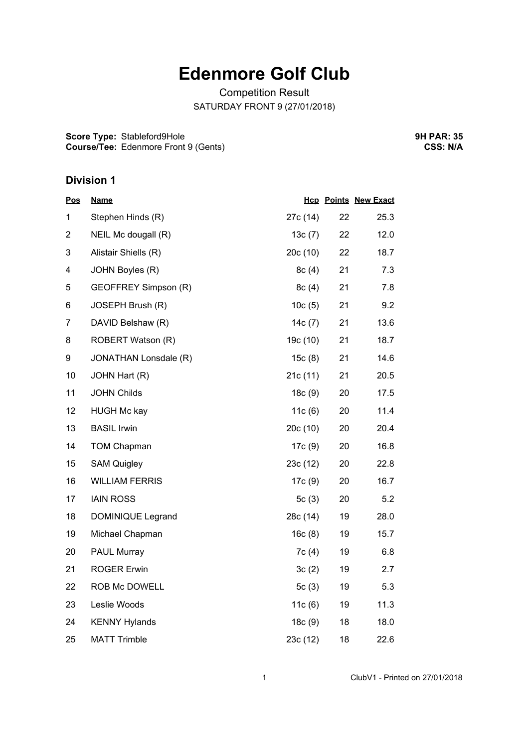# Edenmore Golf Club

Competition Result

SATURDAY FRONT 9 (27/01/2018)

**Score Type:** Stableford9Hole
**Course/Tee:** Edenmore Front 9 (Gents)

**9H PAR: 35**
**CSS: N/A**

## Division 1

| Pos | Name | Hcp | Points | New Exact |
|---|---|---|---|---|
| 1 | Stephen Hinds (R) | 27c (14) | 22 | 25.3 |
| 2 | NEIL Mc dougall (R) | 13c (7) | 22 | 12.0 |
| 3 | Alistair Shiells (R) | 20c (10) | 22 | 18.7 |
| 4 | JOHN Boyles (R) | 8c (4) | 21 | 7.3 |
| 5 | GEOFFREY Simpson (R) | 8c (4) | 21 | 7.8 |
| 6 | JOSEPH Brush (R) | 10c (5) | 21 | 9.2 |
| 7 | DAVID Belshaw (R) | 14c (7) | 21 | 13.6 |
| 8 | ROBERT Watson (R) | 19c (10) | 21 | 18.7 |
| 9 | JONATHAN Lonsdale (R) | 15c (8) | 21 | 14.6 |
| 10 | JOHN Hart (R) | 21c (11) | 21 | 20.5 |
| 11 | JOHN Childs | 18c (9) | 20 | 17.5 |
| 12 | HUGH Mc kay | 11c (6) | 20 | 11.4 |
| 13 | BASIL Irwin | 20c (10) | 20 | 20.4 |
| 14 | TOM Chapman | 17c (9) | 20 | 16.8 |
| 15 | SAM Quigley | 23c (12) | 20 | 22.8 |
| 16 | WILLIAM FERRIS | 17c (9) | 20 | 16.7 |
| 17 | IAIN ROSS | 5c (3) | 20 | 5.2 |
| 18 | DOMINIQUE Legrand | 28c (14) | 19 | 28.0 |
| 19 | Michael Chapman | 16c (8) | 19 | 15.7 |
| 20 | PAUL Murray | 7c (4) | 19 | 6.8 |
| 21 | ROGER Erwin | 3c (2) | 19 | 2.7 |
| 22 | ROB Mc DOWELL | 5c (3) | 19 | 5.3 |
| 23 | Leslie Woods | 11c (6) | 19 | 11.3 |
| 24 | KENNY Hylands | 18c (9) | 18 | 18.0 |
| 25 | MATT Trimble | 23c (12) | 18 | 22.6 |

ClubV1 - Printed on 27/01/2018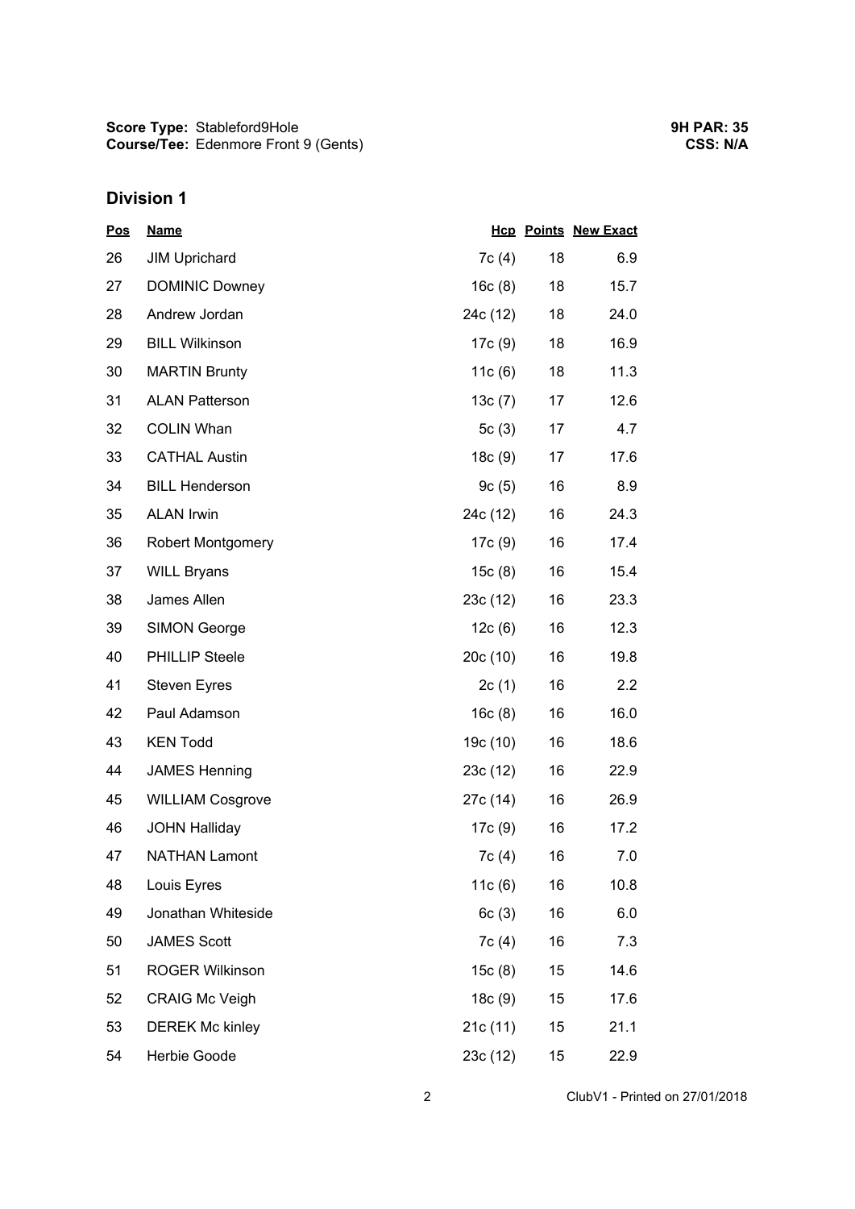**Score Type:** Stableford9Hole
**Course/Tee:** Edenmore Front 9 (Gents)

**9H PAR: 35**
**CSS: N/A**

## Division 1

| Pos | Name | Hcp | Points | New Exact |
|---|---|---|---|---|
| 26 | JIM Uprichard | 7c (4) | 18 | 6.9 |
| 27 | DOMINIC Downey | 16c (8) | 18 | 15.7 |
| 28 | Andrew Jordan | 24c (12) | 18 | 24.0 |
| 29 | BILL Wilkinson | 17c (9) | 18 | 16.9 |
| 30 | MARTIN Brunty | 11c (6) | 18 | 11.3 |
| 31 | ALAN Patterson | 13c (7) | 17 | 12.6 |
| 32 | COLIN Whan | 5c (3) | 17 | 4.7 |
| 33 | CATHAL Austin | 18c (9) | 17 | 17.6 |
| 34 | BILL Henderson | 9c (5) | 16 | 8.9 |
| 35 | ALAN Irwin | 24c (12) | 16 | 24.3 |
| 36 | Robert Montgomery | 17c (9) | 16 | 17.4 |
| 37 | WILL Bryans | 15c (8) | 16 | 15.4 |
| 38 | James Allen | 23c (12) | 16 | 23.3 |
| 39 | SIMON George | 12c (6) | 16 | 12.3 |
| 40 | PHILLIP Steele | 20c (10) | 16 | 19.8 |
| 41 | Steven Eyres | 2c (1) | 16 | 2.2 |
| 42 | Paul Adamson | 16c (8) | 16 | 16.0 |
| 43 | KEN Todd | 19c (10) | 16 | 18.6 |
| 44 | JAMES Henning | 23c (12) | 16 | 22.9 |
| 45 | WILLIAM Cosgrove | 27c (14) | 16 | 26.9 |
| 46 | JOHN Halliday | 17c (9) | 16 | 17.2 |
| 47 | NATHAN Lamont | 7c (4) | 16 | 7.0 |
| 48 | Louis Eyres | 11c (6) | 16 | 10.8 |
| 49 | Jonathan Whiteside | 6c (3) | 16 | 6.0 |
| 50 | JAMES Scott | 7c (4) | 16 | 7.3 |
| 51 | ROGER Wilkinson | 15c (8) | 15 | 14.6 |
| 52 | CRAIG Mc Veigh | 18c (9) | 15 | 17.6 |
| 53 | DEREK Mc kinley | 21c (11) | 15 | 21.1 |
| 54 | Herbie Goode | 23c (12) | 15 | 22.9 |

ClubV1 - Printed on 27/01/2018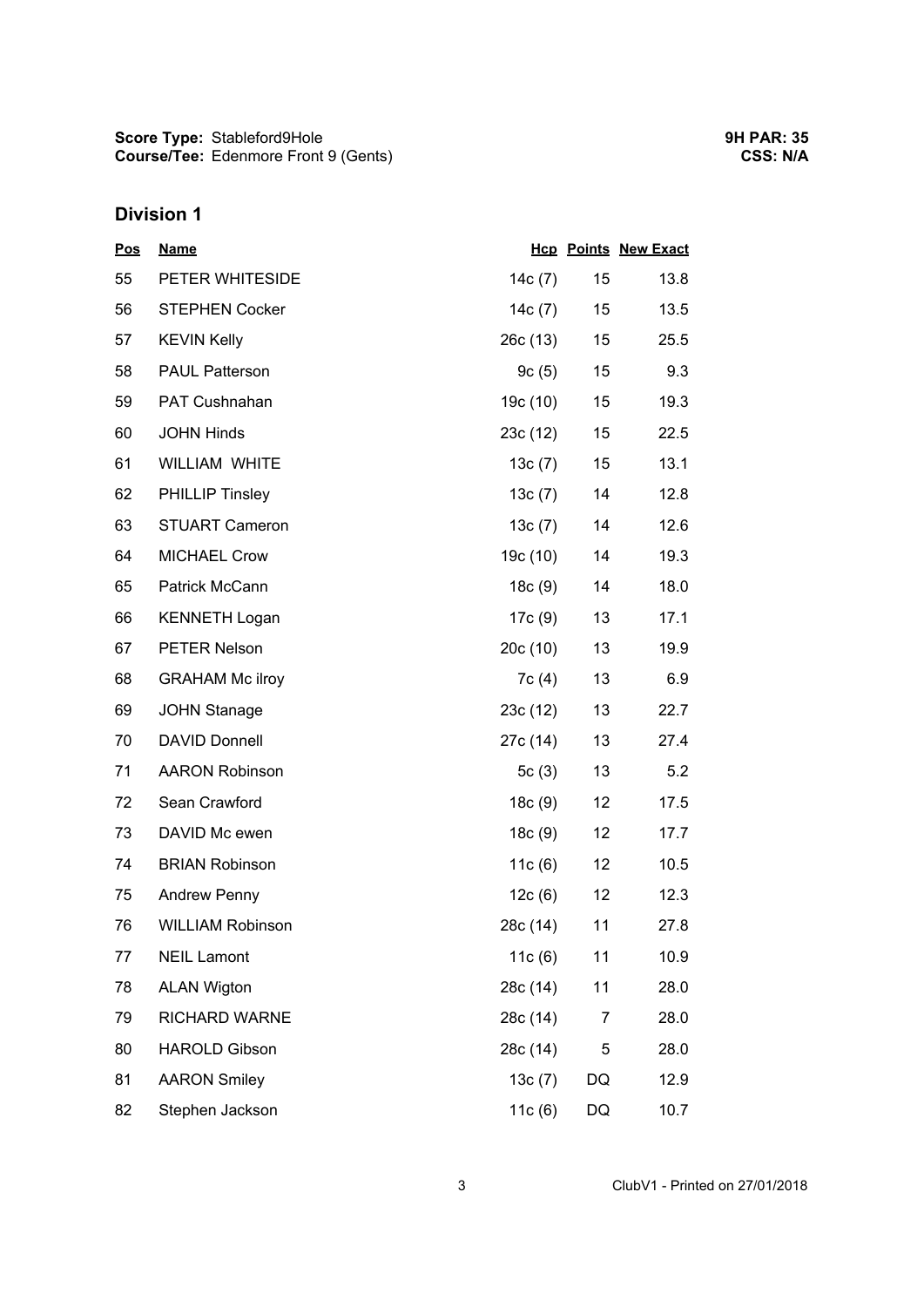**Score Type:** Stableford9Hole
**Course/Tee:** Edenmore Front 9 (Gents)

**9H PAR: 35**
**CSS: N/A**

## Division 1

| Pos | Name | Hcp | Points | New Exact |
|---|---|---|---|---|
| 55 | PETER WHITESIDE | 14c (7) | 15 | 13.8 |
| 56 | STEPHEN Cocker | 14c (7) | 15 | 13.5 |
| 57 | KEVIN Kelly | 26c (13) | 15 | 25.5 |
| 58 | PAUL Patterson | 9c (5) | 15 | 9.3 |
| 59 | PAT Cushnahan | 19c (10) | 15 | 19.3 |
| 60 | JOHN Hinds | 23c (12) | 15 | 22.5 |
| 61 | WILLIAM WHITE | 13c (7) | 15 | 13.1 |
| 62 | PHILLIP Tinsley | 13c (7) | 14 | 12.8 |
| 63 | STUART Cameron | 13c (7) | 14 | 12.6 |
| 64 | MICHAEL Crow | 19c (10) | 14 | 19.3 |
| 65 | Patrick McCann | 18c (9) | 14 | 18.0 |
| 66 | KENNETH Logan | 17c (9) | 13 | 17.1 |
| 67 | PETER Nelson | 20c (10) | 13 | 19.9 |
| 68 | GRAHAM Mc ilroy | 7c (4) | 13 | 6.9 |
| 69 | JOHN Stanage | 23c (12) | 13 | 22.7 |
| 70 | DAVID Donnell | 27c (14) | 13 | 27.4 |
| 71 | AARON Robinson | 5c (3) | 13 | 5.2 |
| 72 | Sean Crawford | 18c (9) | 12 | 17.5 |
| 73 | DAVID Mc ewen | 18c (9) | 12 | 17.7 |
| 74 | BRIAN Robinson | 11c (6) | 12 | 10.5 |
| 75 | Andrew Penny | 12c (6) | 12 | 12.3 |
| 76 | WILLIAM Robinson | 28c (14) | 11 | 27.8 |
| 77 | NEIL Lamont | 11c (6) | 11 | 10.9 |
| 78 | ALAN Wigton | 28c (14) | 11 | 28.0 |
| 79 | RICHARD WARNE | 28c (14) | 7 | 28.0 |
| 80 | HAROLD Gibson | 28c (14) | 5 | 28.0 |
| 81 | AARON Smiley | 13c (7) | DQ | 12.9 |
| 82 | Stephen Jackson | 11c (6) | DQ | 10.7 |

ClubV1 - Printed on 27/01/2018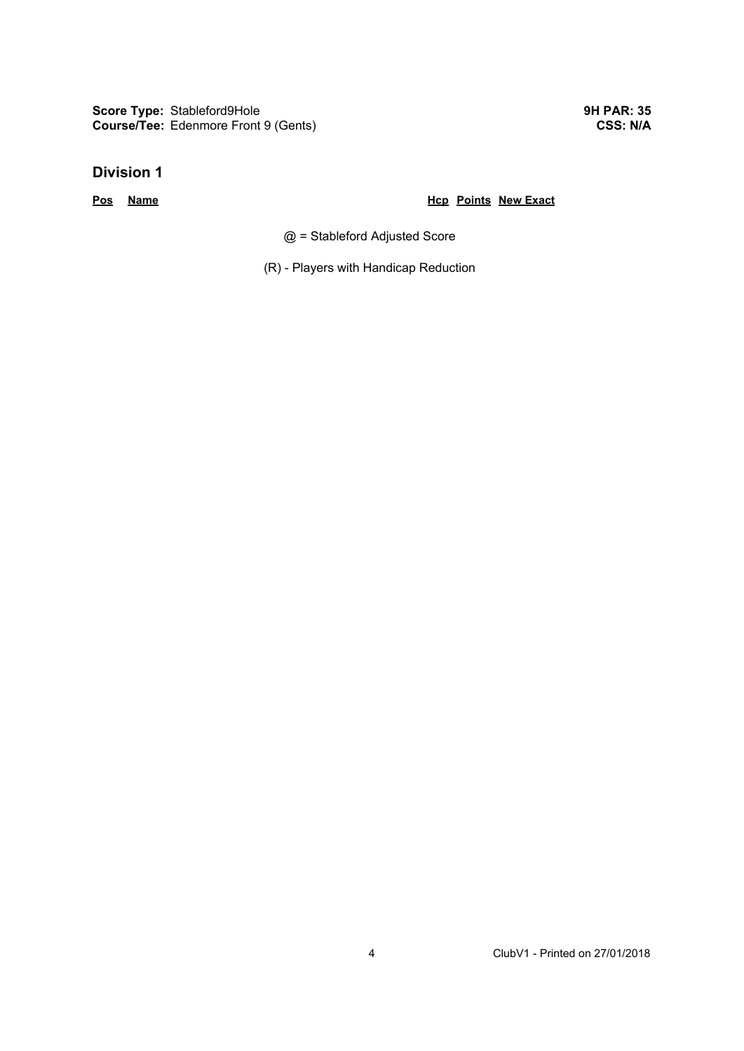**Score Type:** Stableford9Hole  
**Course/Tee:** Edenmore Front 9 (Gents)

**9H PAR: 35**  
**CSS: N/A**

## Division 1

| Pos | Name | Hcp | Points | New Exact |
|---|---|---|---|---|

@ = Stableford Adjusted Score

(R) - Players with Handicap Reduction

ClubV1 - Printed on 27/01/2018